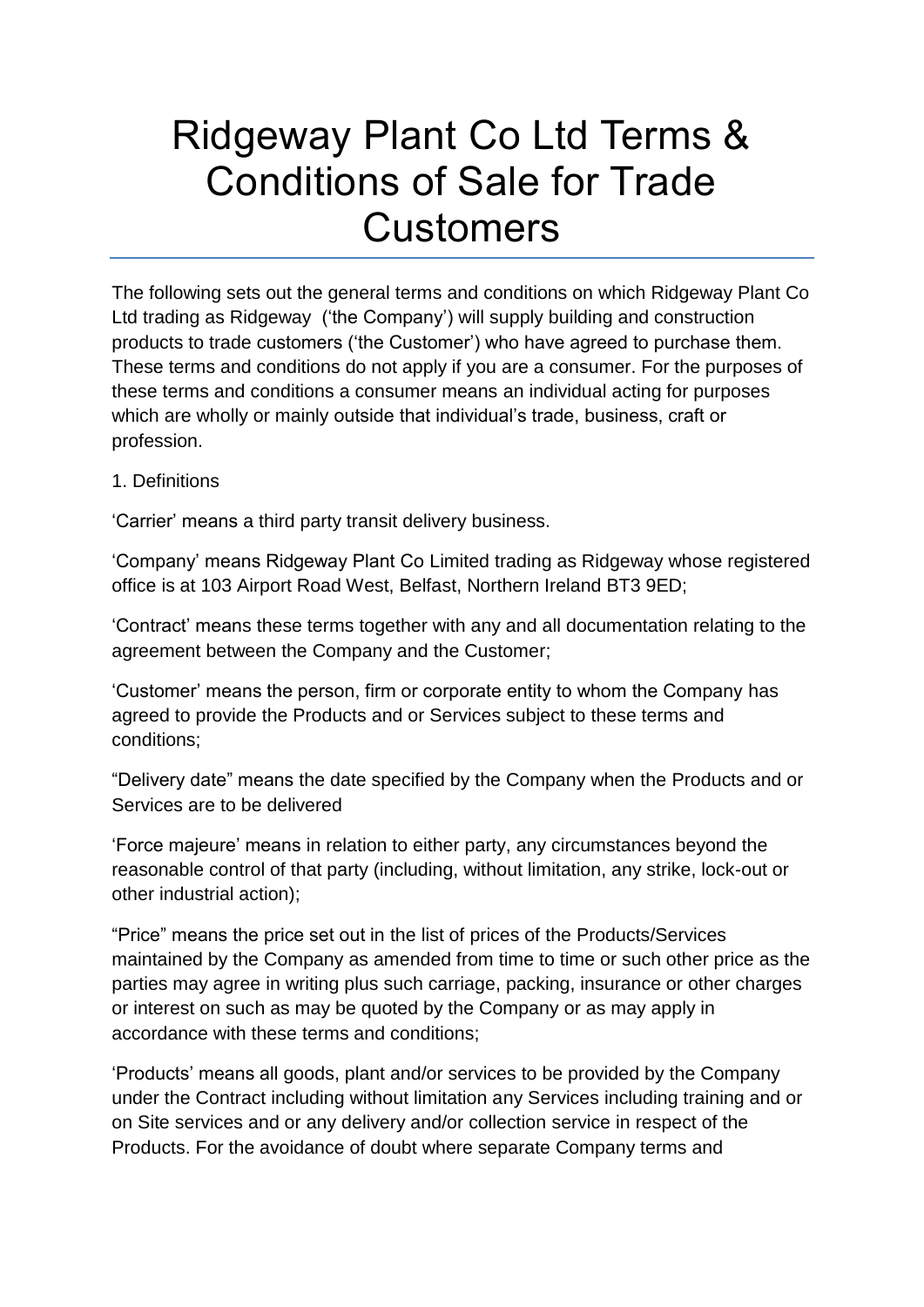# Ridgeway Plant Co Ltd Terms & Conditions of Sale for Trade Customers

The following sets out the general terms and conditions on which Ridgeway Plant Co Ltd trading as Ridgeway ('the Company') will supply building and construction products to trade customers ('the Customer') who have agreed to purchase them. These terms and conditions do not apply if you are a consumer. For the purposes of these terms and conditions a consumer means an individual acting for purposes which are wholly or mainly outside that individual's trade, business, craft or profession.

1. Definitions

'Carrier' means a third party transit delivery business.

'Company' means Ridgeway Plant Co Limited trading as Ridgeway whose registered office is at 103 Airport Road West, Belfast, Northern Ireland BT3 9ED;

'Contract' means these terms together with any and all documentation relating to the agreement between the Company and the Customer;

'Customer' means the person, firm or corporate entity to whom the Company has agreed to provide the Products and or Services subject to these terms and conditions;

"Delivery date" means the date specified by the Company when the Products and or Services are to be delivered

'Force majeure' means in relation to either party, any circumstances beyond the reasonable control of that party (including, without limitation, any strike, lock-out or other industrial action);

"Price" means the price set out in the list of prices of the Products/Services maintained by the Company as amended from time to time or such other price as the parties may agree in writing plus such carriage, packing, insurance or other charges or interest on such as may be quoted by the Company or as may apply in accordance with these terms and conditions;

'Products' means all goods, plant and/or services to be provided by the Company under the Contract including without limitation any Services including training and or on Site services and or any delivery and/or collection service in respect of the Products. For the avoidance of doubt where separate Company terms and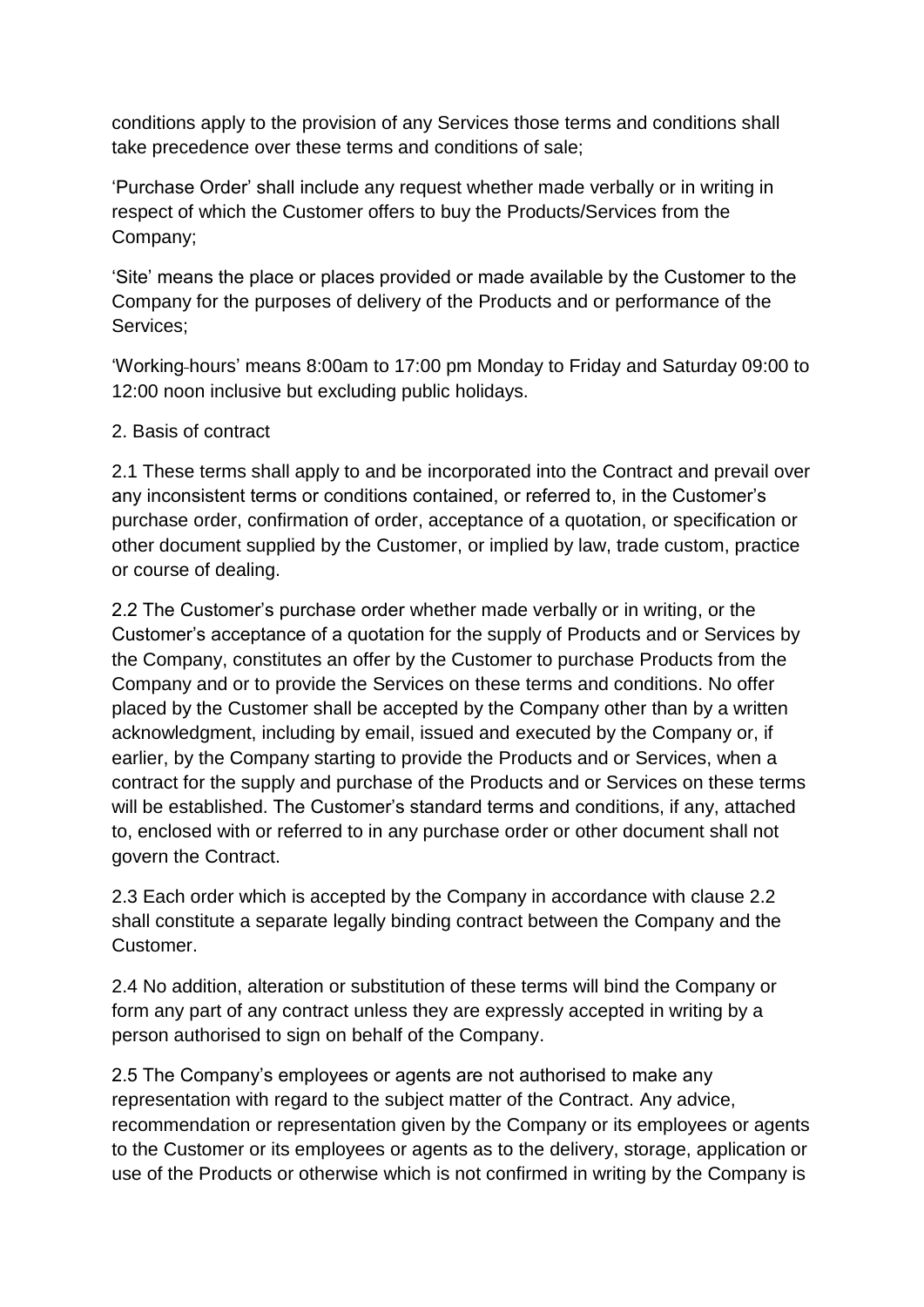conditions apply to the provision of any Services those terms and conditions shall take precedence over these terms and conditions of sale;

'Purchase Order' shall include any request whether made verbally or in writing in respect of which the Customer offers to buy the Products/Services from the Company;

'Site' means the place or places provided or made available by the Customer to the Company for the purposes of delivery of the Products and or performance of the Services;

'Working-hours' means 8:00am to 17:00 pm Monday to Friday and Saturday 09:00 to 12:00 noon inclusive but excluding public holidays.

2. Basis of contract

2.1 These terms shall apply to and be incorporated into the Contract and prevail over any inconsistent terms or conditions contained, or referred to, in the Customer's purchase order, confirmation of order, acceptance of a quotation, or specification or other document supplied by the Customer, or implied by law, trade custom, practice or course of dealing.

2.2 The Customer's purchase order whether made verbally or in writing, or the Customer's acceptance of a quotation for the supply of Products and or Services by the Company, constitutes an offer by the Customer to purchase Products from the Company and or to provide the Services on these terms and conditions. No offer placed by the Customer shall be accepted by the Company other than by a written acknowledgment, including by email, issued and executed by the Company or, if earlier, by the Company starting to provide the Products and or Services, when a contract for the supply and purchase of the Products and or Services on these terms will be established. The Customer's standard terms and conditions, if any, attached to, enclosed with or referred to in any purchase order or other document shall not govern the Contract.

2.3 Each order which is accepted by the Company in accordance with clause 2.2 shall constitute a separate legally binding contract between the Company and the Customer.

2.4 No addition, alteration or substitution of these terms will bind the Company or form any part of any contract unless they are expressly accepted in writing by a person authorised to sign on behalf of the Company.

2.5 The Company's employees or agents are not authorised to make any representation with regard to the subject matter of the Contract. Any advice, recommendation or representation given by the Company or its employees or agents to the Customer or its employees or agents as to the delivery, storage, application or use of the Products or otherwise which is not confirmed in writing by the Company is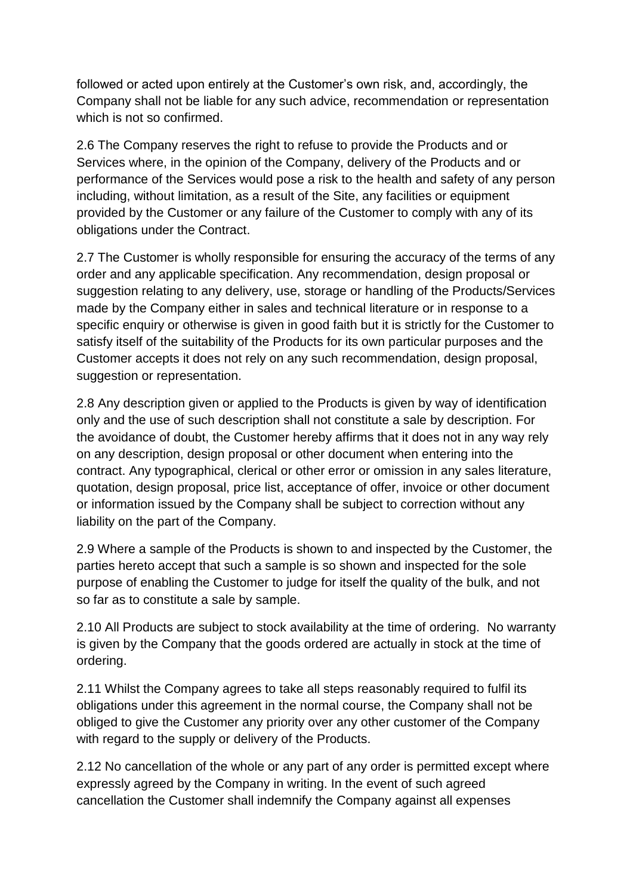followed or acted upon entirely at the Customer's own risk, and, accordingly, the Company shall not be liable for any such advice, recommendation or representation which is not so confirmed.

2.6 The Company reserves the right to refuse to provide the Products and or Services where, in the opinion of the Company, delivery of the Products and or performance of the Services would pose a risk to the health and safety of any person including, without limitation, as a result of the Site, any facilities or equipment provided by the Customer or any failure of the Customer to comply with any of its obligations under the Contract.

2.7 The Customer is wholly responsible for ensuring the accuracy of the terms of any order and any applicable specification. Any recommendation, design proposal or suggestion relating to any delivery, use, storage or handling of the Products/Services made by the Company either in sales and technical literature or in response to a specific enquiry or otherwise is given in good faith but it is strictly for the Customer to satisfy itself of the suitability of the Products for its own particular purposes and the Customer accepts it does not rely on any such recommendation, design proposal, suggestion or representation.

2.8 Any description given or applied to the Products is given by way of identification only and the use of such description shall not constitute a sale by description. For the avoidance of doubt, the Customer hereby affirms that it does not in any way rely on any description, design proposal or other document when entering into the contract. Any typographical, clerical or other error or omission in any sales literature, quotation, design proposal, price list, acceptance of offer, invoice or other document or information issued by the Company shall be subject to correction without any liability on the part of the Company.

2.9 Where a sample of the Products is shown to and inspected by the Customer, the parties hereto accept that such a sample is so shown and inspected for the sole purpose of enabling the Customer to judge for itself the quality of the bulk, and not so far as to constitute a sale by sample.

2.10 All Products are subject to stock availability at the time of ordering. No warranty is given by the Company that the goods ordered are actually in stock at the time of ordering.

2.11 Whilst the Company agrees to take all steps reasonably required to fulfil its obligations under this agreement in the normal course, the Company shall not be obliged to give the Customer any priority over any other customer of the Company with regard to the supply or delivery of the Products.

2.12 No cancellation of the whole or any part of any order is permitted except where expressly agreed by the Company in writing. In the event of such agreed cancellation the Customer shall indemnify the Company against all expenses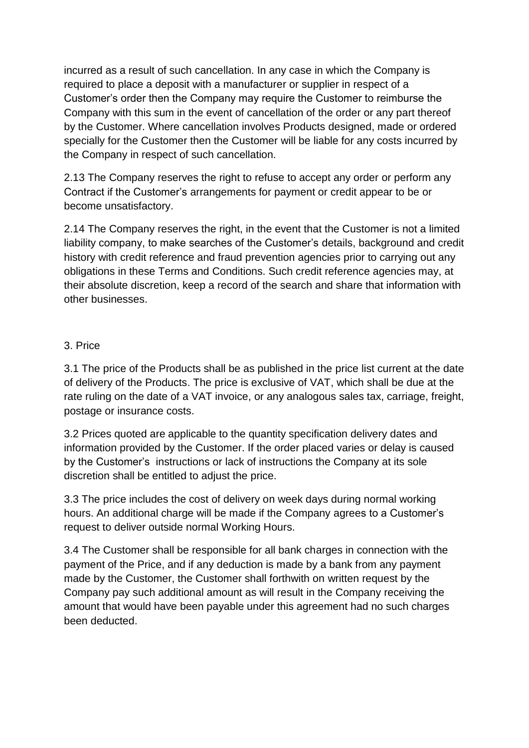incurred as a result of such cancellation. In any case in which the Company is required to place a deposit with a manufacturer or supplier in respect of a Customer's order then the Company may require the Customer to reimburse the Company with this sum in the event of cancellation of the order or any part thereof by the Customer. Where cancellation involves Products designed, made or ordered specially for the Customer then the Customer will be liable for any costs incurred by the Company in respect of such cancellation.

2.13 The Company reserves the right to refuse to accept any order or perform any Contract if the Customer's arrangements for payment or credit appear to be or become unsatisfactory.

2.14 The Company reserves the right, in the event that the Customer is not a limited liability company, to make searches of the Customer's details, background and credit history with credit reference and fraud prevention agencies prior to carrying out any obligations in these Terms and Conditions. Such credit reference agencies may, at their absolute discretion, keep a record of the search and share that information with other businesses.

3. Price

3.1 The price of the Products shall be as published in the price list current at the date of delivery of the Products. The price is exclusive of VAT, which shall be due at the rate ruling on the date of a VAT invoice, or any analogous sales tax, carriage, freight, postage or insurance costs.

3.2 Prices quoted are applicable to the quantity specification delivery dates and information provided by the Customer. If the order placed varies or delay is caused by the Customer's instructions or lack of instructions the Company at its sole discretion shall be entitled to adjust the price.

3.3 The price includes the cost of delivery on week days during normal working hours. An additional charge will be made if the Company agrees to a Customer's request to deliver outside normal Working Hours.

3.4 The Customer shall be responsible for all bank charges in connection with the payment of the Price, and if any deduction is made by a bank from any payment made by the Customer, the Customer shall forthwith on written request by the Company pay such additional amount as will result in the Company receiving the amount that would have been payable under this agreement had no such charges been deducted.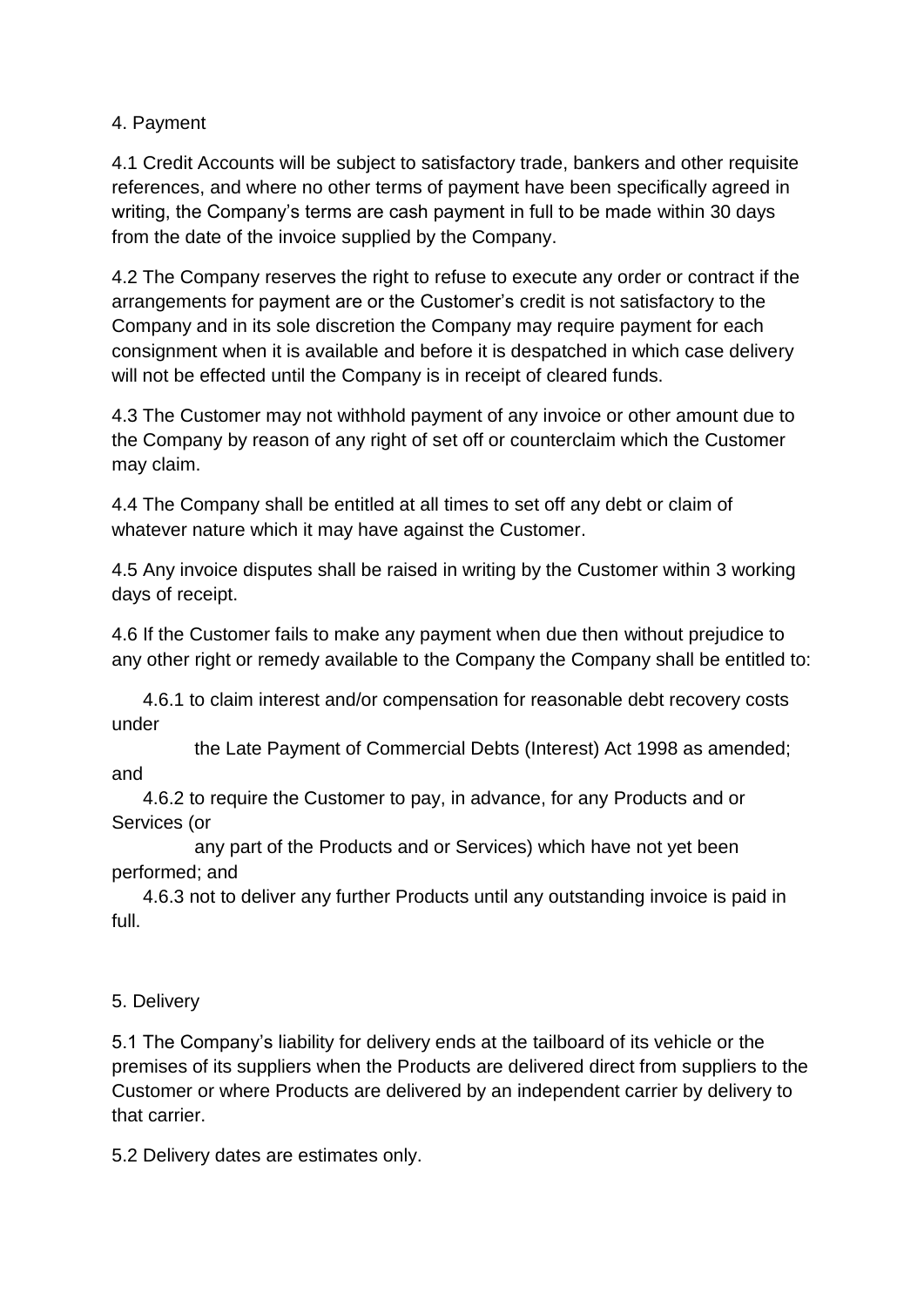## 4. Payment

4.1 Credit Accounts will be subject to satisfactory trade, bankers and other requisite references, and where no other terms of payment have been specifically agreed in writing, the Company's terms are cash payment in full to be made within 30 days from the date of the invoice supplied by the Company.

4.2 The Company reserves the right to refuse to execute any order or contract if the arrangements for payment are or the Customer's credit is not satisfactory to the Company and in its sole discretion the Company may require payment for each consignment when it is available and before it is despatched in which case delivery will not be effected until the Company is in receipt of cleared funds.

4.3 The Customer may not withhold payment of any invoice or other amount due to the Company by reason of any right of set off or counterclaim which the Customer may claim.

4.4 The Company shall be entitled at all times to set off any debt or claim of whatever nature which it may have against the Customer.

4.5 Any invoice disputes shall be raised in writing by the Customer within 3 working days of receipt.

4.6 If the Customer fails to make any payment when due then without prejudice to any other right or remedy available to the Company the Company shall be entitled to:

4.6.1 to claim interest and/or compensation for reasonable debt recovery costs under the Late Payment of Commercial Debts (Interest) Act 1998 as amended; and

4.6.2 to require the Customer to pay, in advance, for any Products and or Services (or any part of the Products and or Services) which have not yet been performed; and

4.6.3 not to deliver any further Products until any outstanding invoice is paid in full.

## 5. Delivery

5.1 The Company's liability for delivery ends at the tailboard of its vehicle or the premises of its suppliers when the Products are delivered direct from suppliers to the Customer or where Products are delivered by an independent carrier by delivery to that carrier.

5.2 Delivery dates are estimates only.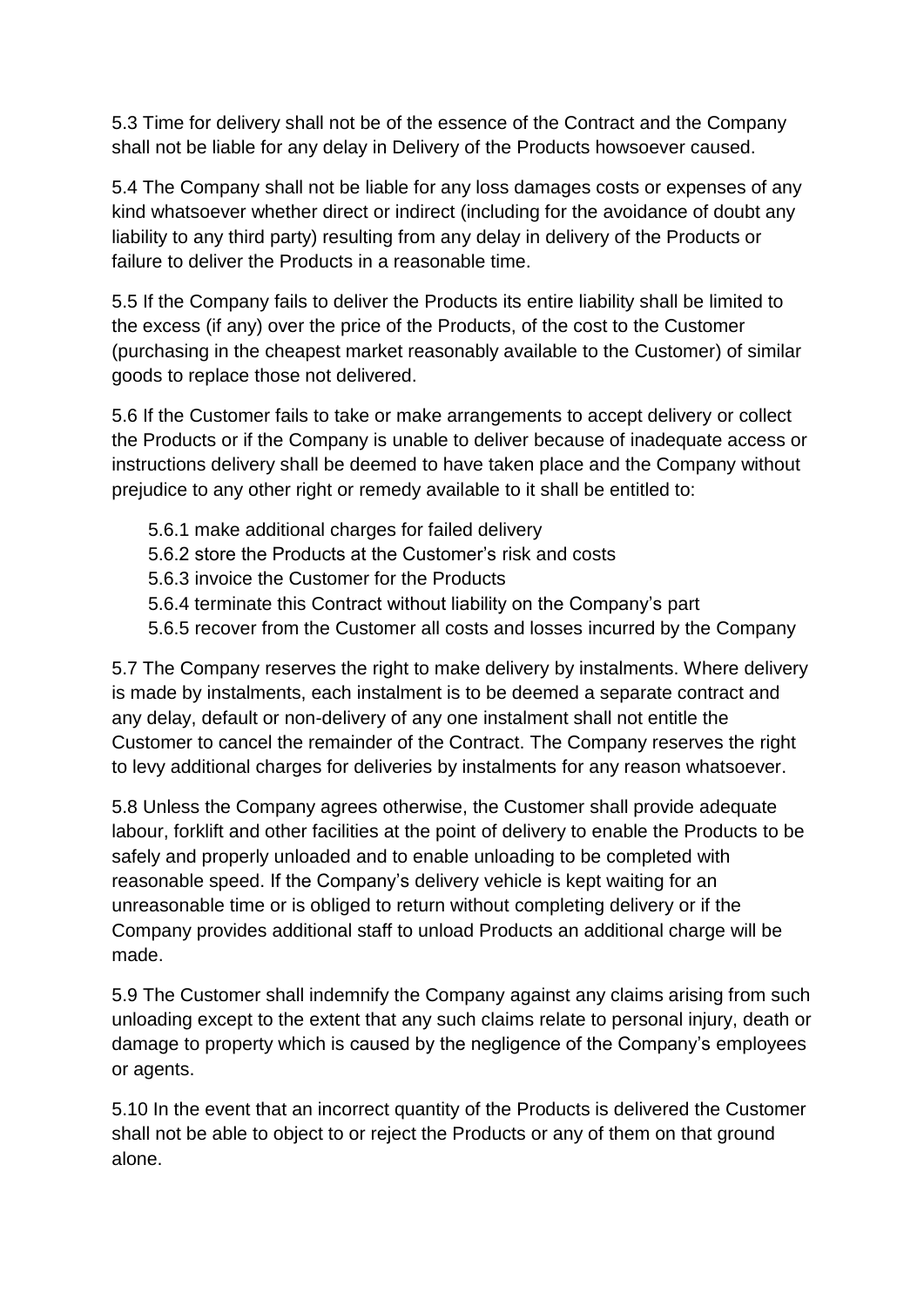5.3 Time for delivery shall not be of the essence of the Contract and the Company shall not be liable for any delay in Delivery of the Products howsoever caused.

5.4 The Company shall not be liable for any loss damages costs or expenses of any kind whatsoever whether direct or indirect (including for the avoidance of doubt any liability to any third party) resulting from any delay in delivery of the Products or failure to deliver the Products in a reasonable time.

5.5 If the Company fails to deliver the Products its entire liability shall be limited to the excess (if any) over the price of the Products, of the cost to the Customer (purchasing in the cheapest market reasonably available to the Customer) of similar goods to replace those not delivered.

5.6 If the Customer fails to take or make arrangements to accept delivery or collect the Products or if the Company is unable to deliver because of inadequate access or instructions delivery shall be deemed to have taken place and the Company without prejudice to any other right or remedy available to it shall be entitled to:

- 5.6.1 make additional charges for failed delivery
- 5.6.2 store the Products at the Customer's risk and costs
- 5.6.3 invoice the Customer for the Products
- 5.6.4 terminate this Contract without liability on the Company's part
- 5.6.5 recover from the Customer all costs and losses incurred by the Company

5.7 The Company reserves the right to make delivery by instalments. Where delivery is made by instalments, each instalment is to be deemed a separate contract and any delay, default or non-delivery of any one instalment shall not entitle the Customer to cancel the remainder of the Contract. The Company reserves the right to levy additional charges for deliveries by instalments for any reason whatsoever.

5.8 Unless the Company agrees otherwise, the Customer shall provide adequate labour, forklift and other facilities at the point of delivery to enable the Products to be safely and properly unloaded and to enable unloading to be completed with reasonable speed. If the Company's delivery vehicle is kept waiting for an unreasonable time or is obliged to return without completing delivery or if the Company provides additional staff to unload Products an additional charge will be made.

5.9 The Customer shall indemnify the Company against any claims arising from such unloading except to the extent that any such claims relate to personal injury, death or damage to property which is caused by the negligence of the Company's employees or agents.

5.10 In the event that an incorrect quantity of the Products is delivered the Customer shall not be able to object to or reject the Products or any of them on that ground alone.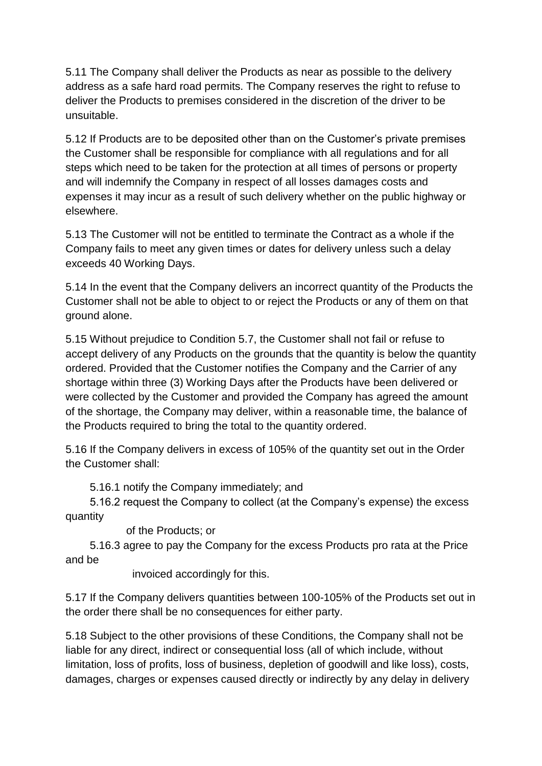5.11 The Company shall deliver the Products as near as possible to the delivery address as a safe hard road permits. The Company reserves the right to refuse to deliver the Products to premises considered in the discretion of the driver to be unsuitable.

5.12 If Products are to be deposited other than on the Customer's private premises the Customer shall be responsible for compliance with all regulations and for all steps which need to be taken for the protection at all times of persons or property and will indemnify the Company in respect of all losses damages costs and expenses it may incur as a result of such delivery whether on the public highway or elsewhere.

5.13 The Customer will not be entitled to terminate the Contract as a whole if the Company fails to meet any given times or dates for delivery unless such a delay exceeds 40 Working Days.

5.14 In the event that the Company delivers an incorrect quantity of the Products the Customer shall not be able to object to or reject the Products or any of them on that ground alone.

5.15 Without prejudice to Condition 5.7, the Customer shall not fail or refuse to accept delivery of any Products on the grounds that the quantity is below the quantity ordered. Provided that the Customer notifies the Company and the Carrier of any shortage within three (3) Working Days after the Products have been delivered or were collected by the Customer and provided the Company has agreed the amount of the shortage, the Company may deliver, within a reasonable time, the balance of the Products required to bring the total to the quantity ordered.

5.16 If the Company delivers in excess of 105% of the quantity set out in the Order the Customer shall:

5.16.1 notify the Company immediately; and

5.16.2 request the Company to collect (at the Company's expense) the excess quantity of the Products; or

5.16.3 agree to pay the Company for the excess Products pro rata at the Price and be invoiced accordingly for this.

5.17 If the Company delivers quantities between 100-105% of the Products set out in the order there shall be no consequences for either party.

5.18 Subject to the other provisions of these Conditions, the Company shall not be liable for any direct, indirect or consequential loss (all of which include, without limitation, loss of profits, loss of business, depletion of goodwill and like loss), costs, damages, charges or expenses caused directly or indirectly by any delay in delivery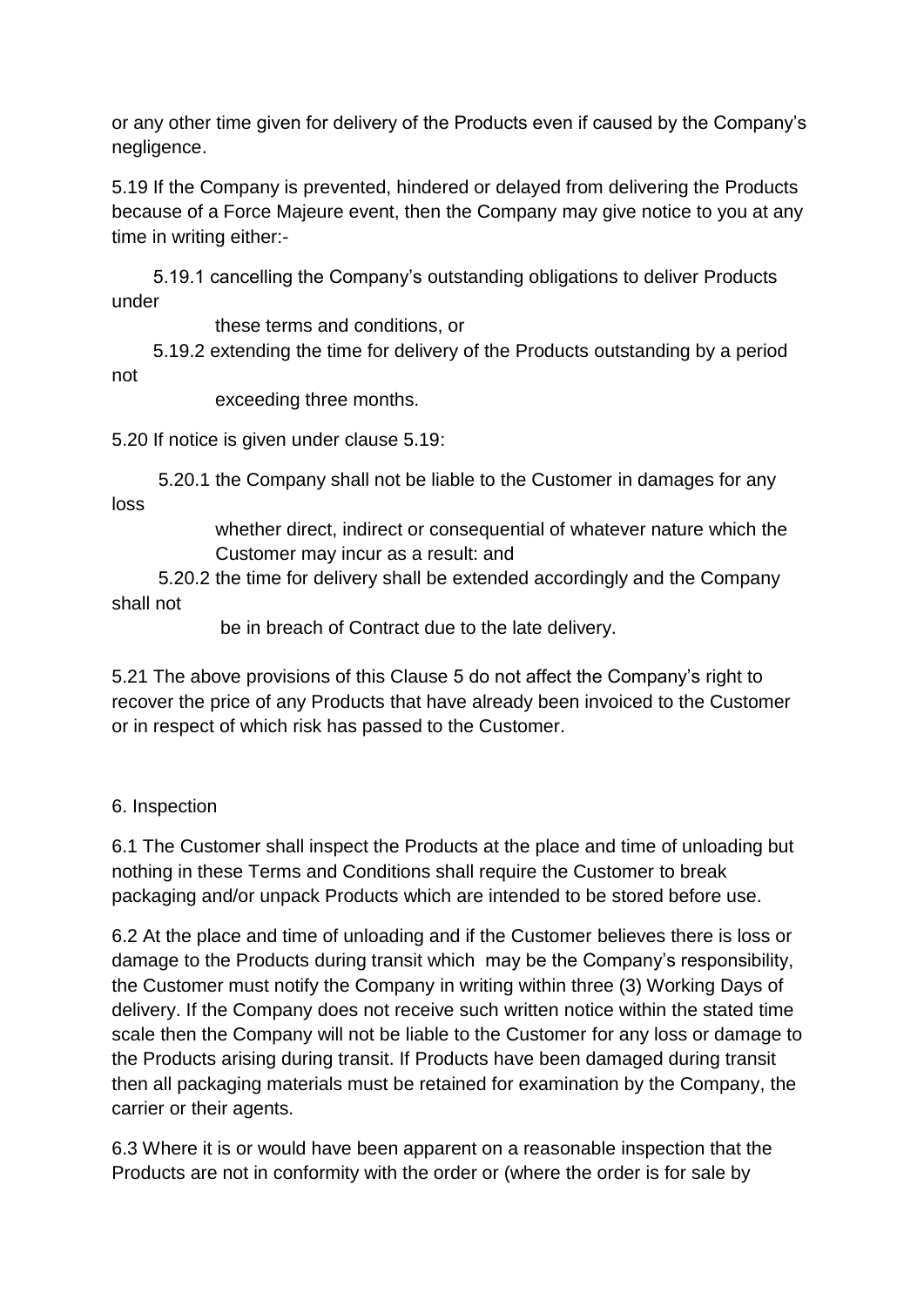or any other time given for delivery of the Products even if caused by the Company's negligence.

5.19 If the Company is prevented, hindered or delayed from delivering the Products because of a Force Majeure event, then the Company may give notice to you at any time in writing either:-

5.19.1 cancelling the Company's outstanding obligations to deliver Products under these terms and conditions, or

5.19.2 extending the time for delivery of the Products outstanding by a period not exceeding three months.

5.20 If notice is given under clause 5.19:

5.20.1 the Company shall not be liable to the Customer in damages for any loss whether direct, indirect or consequential of whatever nature which the Customer may incur as a result: and

5.20.2 the time for delivery shall be extended accordingly and the Company shall not be in breach of Contract due to the late delivery.

5.21 The above provisions of this Clause 5 do not affect the Company's right to recover the price of any Products that have already been invoiced to the Customer or in respect of which risk has passed to the Customer.

6. Inspection

6.1 The Customer shall inspect the Products at the place and time of unloading but nothing in these Terms and Conditions shall require the Customer to break packaging and/or unpack Products which are intended to be stored before use.

6.2 At the place and time of unloading and if the Customer believes there is loss or damage to the Products during transit which may be the Company's responsibility, the Customer must notify the Company in writing within three (3) Working Days of delivery. If the Company does not receive such written notice within the stated time scale then the Company will not be liable to the Customer for any loss or damage to the Products arising during transit. If Products have been damaged during transit then all packaging materials must be retained for examination by the Company, the carrier or their agents.

6.3 Where it is or would have been apparent on a reasonable inspection that the Products are not in conformity with the order or (where the order is for sale by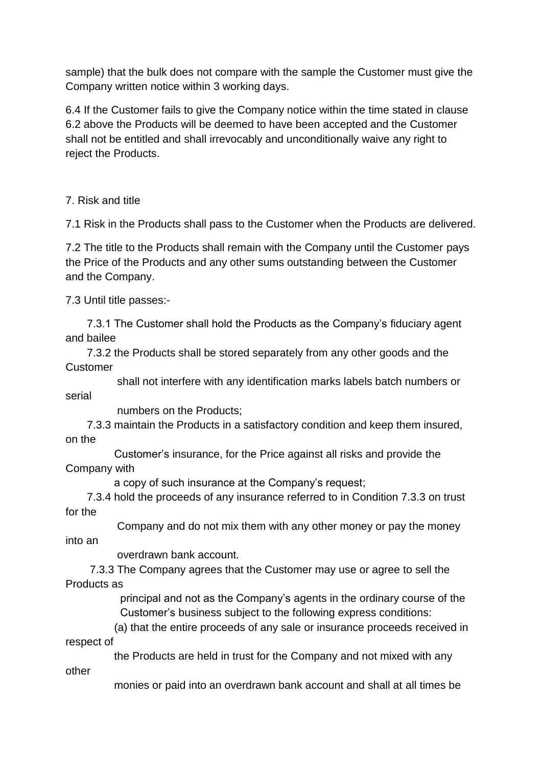sample) that the bulk does not compare with the sample the Customer must give the Company written notice within 3 working days.

6.4 If the Customer fails to give the Company notice within the time stated in clause 6.2 above the Products will be deemed to have been accepted and the Customer shall not be entitled and shall irrevocably and unconditionally waive any right to reject the Products.

7. Risk and title

7.1 Risk in the Products shall pass to the Customer when the Products are delivered.

7.2 The title to the Products shall remain with the Company until the Customer pays the Price of the Products and any other sums outstanding between the Customer and the Company.

7.3 Until title passes:-

7.3.1 The Customer shall hold the Products as the Company's fiduciary agent and bailee

7.3.2 the Products shall be stored separately from any other goods and the Customer shall not interfere with any identification marks labels batch numbers or serial numbers on the Products;

7.3.3 maintain the Products in a satisfactory condition and keep them insured, on the Customer's insurance, for the Price against all risks and provide the Company with a copy of such insurance at the Company's request;

7.3.4 hold the proceeds of any insurance referred to in Condition 7.3.3 on trust for the Company and do not mix them with any other money or pay the money into an overdrawn bank account.

7.3.3 The Company agrees that the Customer may use or agree to sell the Products as principal and not as the Company's agents in the ordinary course of the Customer's business subject to the following express conditions:

(a) that the entire proceeds of any sale or insurance proceeds received in respect of the Products are held in trust for the Company and not mixed with any other monies or paid into an overdrawn bank account and shall at all times be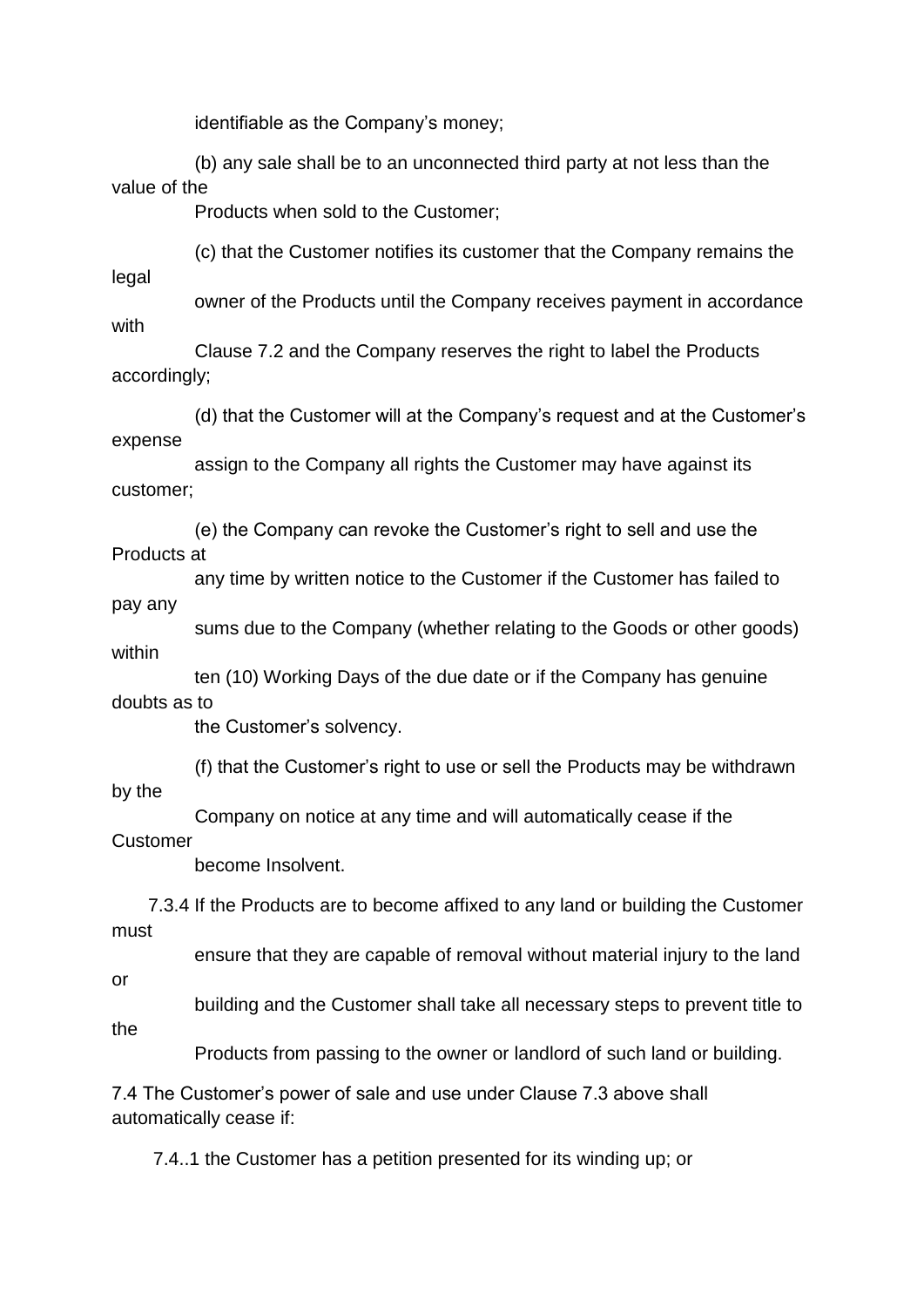identifiable as the Company's money;

(b) any sale shall be to an unconnected third party at not less than the value of the Products when sold to the Customer;

(c) that the Customer notifies its customer that the Company remains the legal owner of the Products until the Company receives payment in accordance with Clause 7.2 and the Company reserves the right to label the Products accordingly;

(d) that the Customer will at the Company's request and at the Customer's expense assign to the Company all rights the Customer may have against its customer;

(e) the Company can revoke the Customer's right to sell and use the Products at any time by written notice to the Customer if the Customer has failed to pay any sums due to the Company (whether relating to the Goods or other goods) within ten (10) Working Days of the due date or if the Company has genuine doubts as to the Customer's solvency.

(f) that the Customer's right to use or sell the Products may be withdrawn by the Company on notice at any time and will automatically cease if the Customer become Insolvent.

7.3.4 If the Products are to become affixed to any land or building the Customer must ensure that they are capable of removal without material injury to the land or building and the Customer shall take all necessary steps to prevent title to the Products from passing to the owner or landlord of such land or building.

7.4 The Customer's power of sale and use under Clause 7.3 above shall automatically cease if:

7.4..1 the Customer has a petition presented for its winding up; or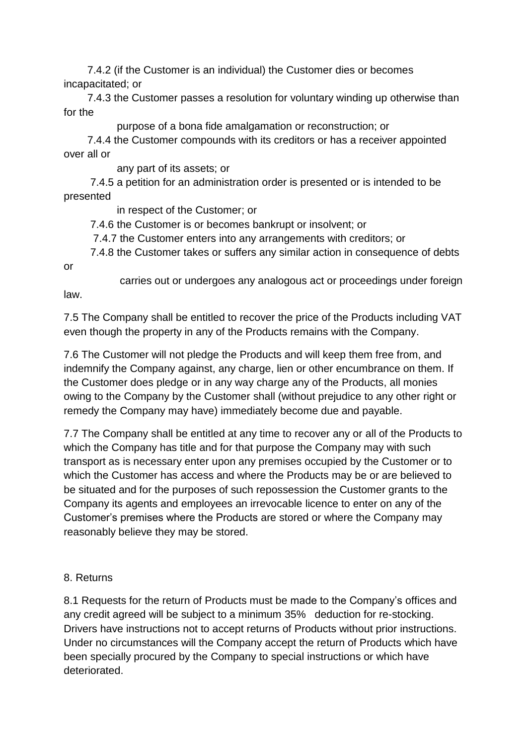7.4.2 (if the Customer is an individual) the Customer dies or becomes incapacitated; or

7.4.3 the Customer passes a resolution for voluntary winding up otherwise than for the purpose of a bona fide amalgamation or reconstruction; or

7.4.4 the Customer compounds with its creditors or has a receiver appointed over all or any part of its assets; or

7.4.5 a petition for an administration order is presented or is intended to be presented in respect of the Customer; or

7.4.6 the Customer is or becomes bankrupt or insolvent; or

7.4.7 the Customer enters into any arrangements with creditors; or

7.4.8 the Customer takes or suffers any similar action in consequence of debts or carries out or undergoes any analogous act or proceedings under foreign law.

7.5 The Company shall be entitled to recover the price of the Products including VAT even though the property in any of the Products remains with the Company.

7.6 The Customer will not pledge the Products and will keep them free from, and indemnify the Company against, any charge, lien or other encumbrance on them. If the Customer does pledge or in any way charge any of the Products, all monies owing to the Company by the Customer shall (without prejudice to any other right or remedy the Company may have) immediately become due and payable.

7.7 The Company shall be entitled at any time to recover any or all of the Products to which the Company has title and for that purpose the Company may with such transport as is necessary enter upon any premises occupied by the Customer or to which the Customer has access and where the Products may be or are believed to be situated and for the purposes of such repossession the Customer grants to the Company its agents and employees an irrevocable licence to enter on any of the Customer's premises where the Products are stored or where the Company may reasonably believe they may be stored.

8. Returns

8.1 Requests for the return of Products must be made to the Company's offices and any credit agreed will be subject to a minimum 35% deduction for re-stocking. Drivers have instructions not to accept returns of Products without prior instructions. Under no circumstances will the Company accept the return of Products which have been specially procured by the Company to special instructions or which have deteriorated.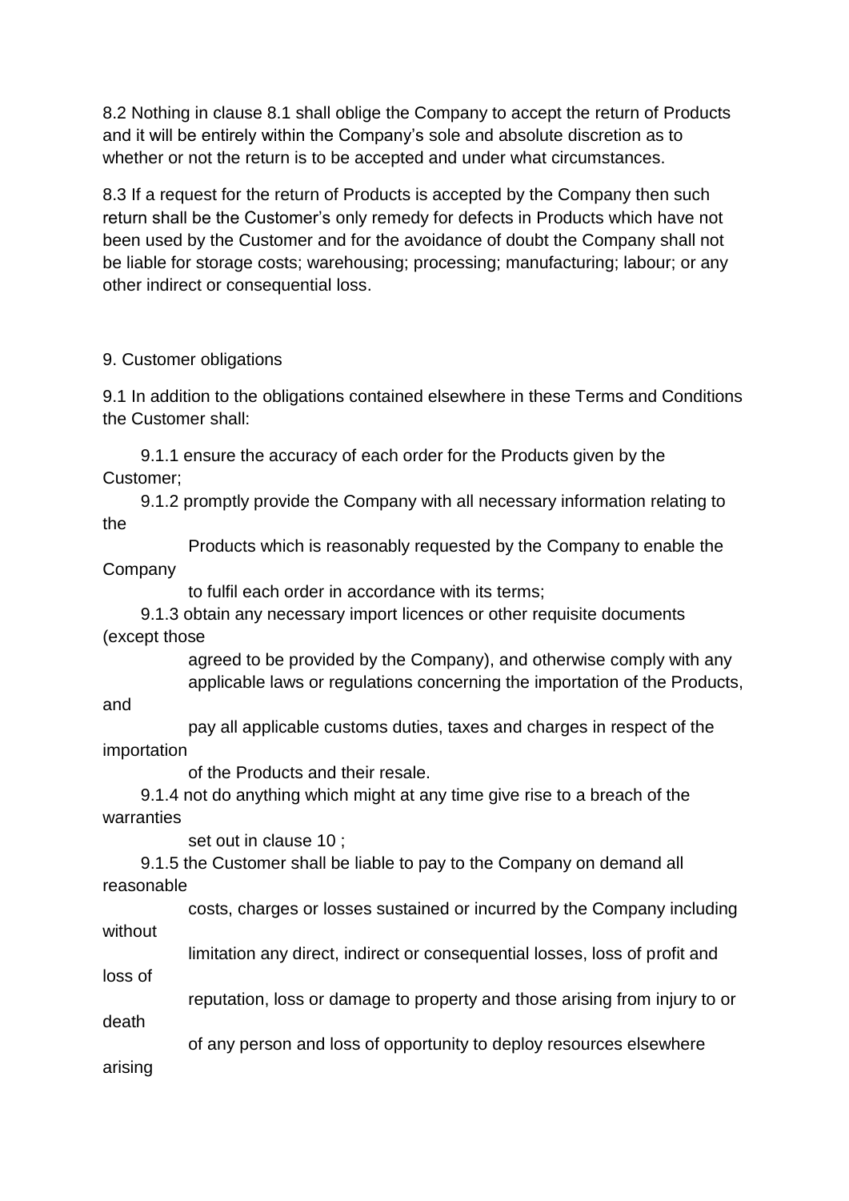8.2 Nothing in clause 8.1 shall oblige the Company to accept the return of Products and it will be entirely within the Company's sole and absolute discretion as to whether or not the return is to be accepted and under what circumstances.

8.3 If a request for the return of Products is accepted by the Company then such return shall be the Customer's only remedy for defects in Products which have not been used by the Customer and for the avoidance of doubt the Company shall not be liable for storage costs; warehousing; processing; manufacturing; labour; or any other indirect or consequential loss.

9. Customer obligations

9.1 In addition to the obligations contained elsewhere in these Terms and Conditions the Customer shall:

9.1.1 ensure the accuracy of each order for the Products given by the Customer;

9.1.2 promptly provide the Company with all necessary information relating to the Products which is reasonably requested by the Company to enable the Company to fulfil each order in accordance with its terms;

9.1.3 obtain any necessary import licences or other requisite documents (except those agreed to be provided by the Company), and otherwise comply with any applicable laws or regulations concerning the importation of the Products, and pay all applicable customs duties, taxes and charges in respect of the importation of the Products and their resale.

9.1.4 not do anything which might at any time give rise to a breach of the warranties set out in clause 10 ;

9.1.5 the Customer shall be liable to pay to the Company on demand all reasonable costs, charges or losses sustained or incurred by the Company including without limitation any direct, indirect or consequential losses, loss of profit and loss of reputation, loss or damage to property and those arising from injury to or death of any person and loss of opportunity to deploy resources elsewhere arising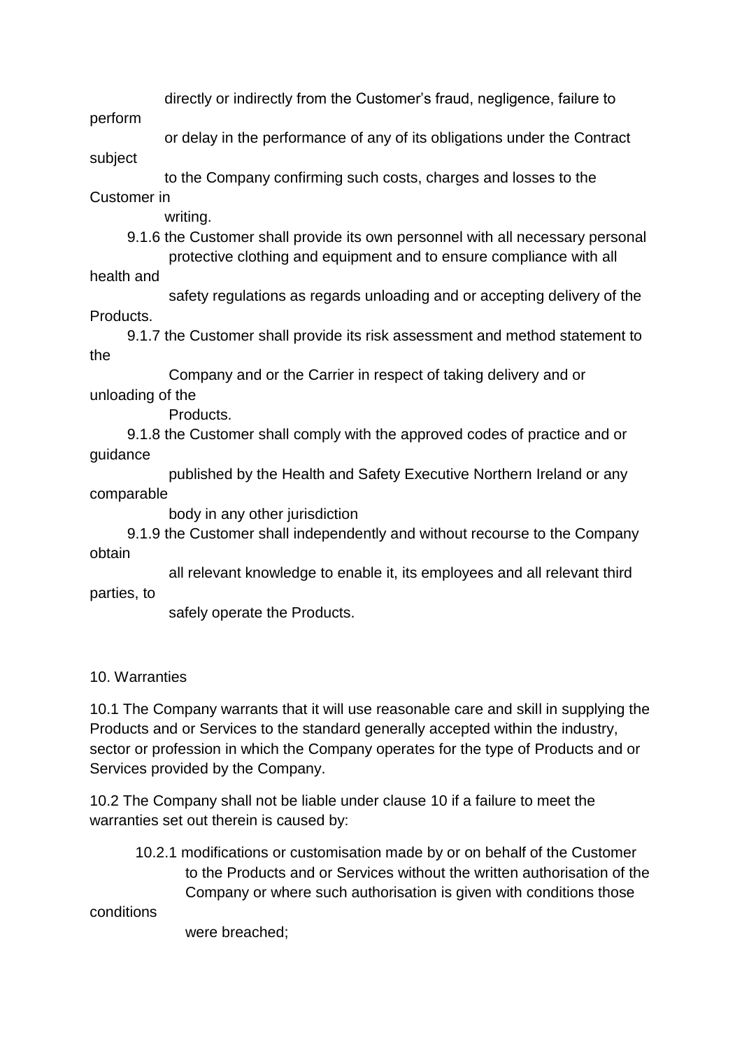directly or indirectly from the Customer's fraud, negligence, failure to perform or delay in the performance of any of its obligations under the Contract subject to the Company confirming such costs, charges and losses to the Customer in writing.

9.1.6 the Customer shall provide its own personnel with all necessary personal protective clothing and equipment and to ensure compliance with all health and safety regulations as regards unloading and or accepting delivery of the Products.

9.1.7 the Customer shall provide its risk assessment and method statement to the Company and or the Carrier in respect of taking delivery and or unloading of the Products.

9.1.8 the Customer shall comply with the approved codes of practice and or guidance published by the Health and Safety Executive Northern Ireland or any comparable body in any other jurisdiction

9.1.9 the Customer shall independently and without recourse to the Company obtain all relevant knowledge to enable it, its employees and all relevant third parties, to safely operate the Products.

10. Warranties

10.1 The Company warrants that it will use reasonable care and skill in supplying the Products and or Services to the standard generally accepted within the industry, sector or profession in which the Company operates for the type of Products and or Services provided by the Company.

10.2 The Company shall not be liable under clause 10 if a failure to meet the warranties set out therein is caused by:

10.2.1 modifications or customisation made by or on behalf of the Customer to the Products and or Services without the written authorisation of the Company or where such authorisation is given with conditions those conditions were breached;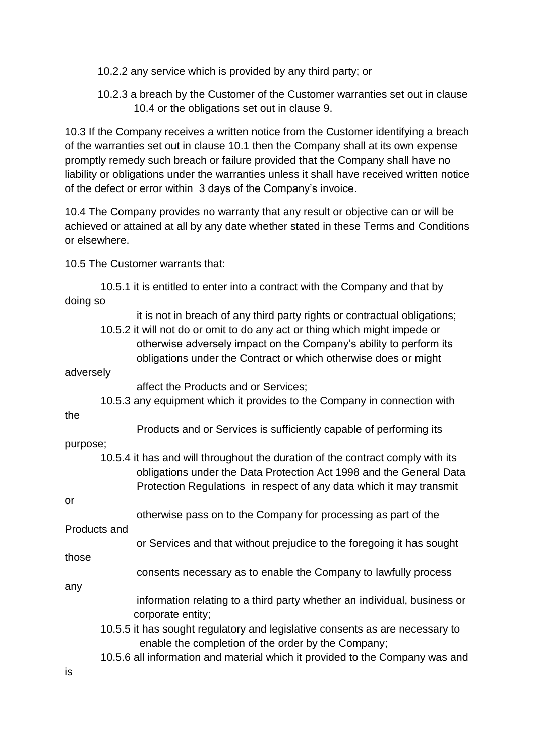10.2.2 any service which is provided by any third party; or

10.2.3 a breach by the Customer of the Customer warranties set out in clause 10.4 or the obligations set out in clause 9.

10.3 If the Company receives a written notice from the Customer identifying a breach of the warranties set out in clause 10.1 then the Company shall at its own expense promptly remedy such breach or failure provided that the Company shall have no liability or obligations under the warranties unless it shall have received written notice of the defect or error within 3 days of the Company's invoice.

10.4 The Company provides no warranty that any result or objective can or will be achieved or attained at all by any date whether stated in these Terms and Conditions or elsewhere.

10.5 The Customer warrants that:

10.5.1 it is entitled to enter into a contract with the Company and that by doing so it is not in breach of any third party rights or contractual obligations;

10.5.2 it will not do or omit to do any act or thing which might impede or otherwise adversely impact on the Company's ability to perform its obligations under the Contract or which otherwise does or might adversely affect the Products and or Services;

10.5.3 any equipment which it provides to the Company in connection with the Products and or Services is sufficiently capable of performing its purpose;

10.5.4 it has and will throughout the duration of the contract comply with its obligations under the Data Protection Act 1998 and the General Data Protection Regulations in respect of any data which it may transmit or otherwise pass on to the Company for processing as part of the Products and or Services and that without prejudice to the foregoing it has sought those consents necessary as to enable the Company to lawfully process any information relating to a third party whether an individual, business or corporate entity;

10.5.5 it has sought regulatory and legislative consents as are necessary to enable the completion of the order by the Company;

10.5.6 all information and material which it provided to the Company was and is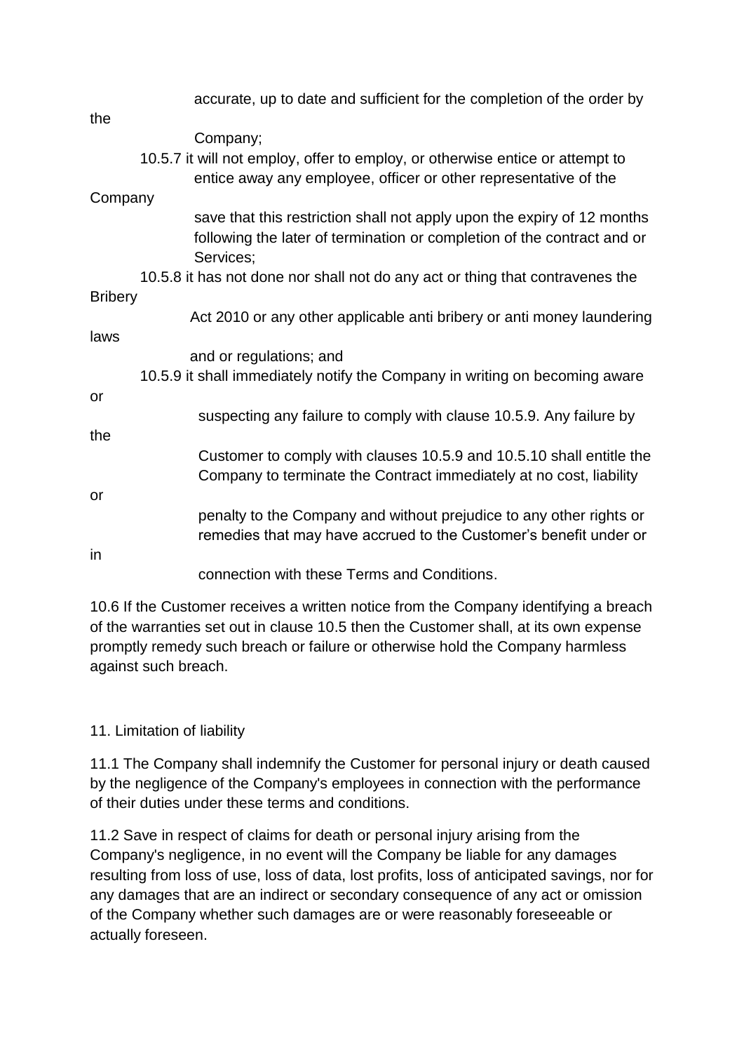accurate, up to date and sufficient for the completion of the order by the Company;

10.5.7 it will not employ, offer to employ, or otherwise entice or attempt to entice away any employee, officer or other representative of the Company save that this restriction shall not apply upon the expiry of 12 months following the later of termination or completion of the contract and or Services;

10.5.8 it has not done nor shall not do any act or thing that contravenes the Bribery Act 2010 or any other applicable anti bribery or anti money laundering laws and or regulations; and

10.5.9 it shall immediately notify the Company in writing on becoming aware or suspecting any failure to comply with clause 10.5.9. Any failure by the Customer to comply with clauses 10.5.9 and 10.5.10 shall entitle the Company to terminate the Contract immediately at no cost, liability or penalty to the Company and without prejudice to any other rights or remedies that may have accrued to the Customer's benefit under or in connection with these Terms and Conditions.

10.6 If the Customer receives a written notice from the Company identifying a breach of the warranties set out in clause 10.5 then the Customer shall, at its own expense promptly remedy such breach or failure or otherwise hold the Company harmless against such breach.

11. Limitation of liability

11.1 The Company shall indemnify the Customer for personal injury or death caused by the negligence of the Company's employees in connection with the performance of their duties under these terms and conditions.

11.2 Save in respect of claims for death or personal injury arising from the Company's negligence, in no event will the Company be liable for any damages resulting from loss of use, loss of data, lost profits, loss of anticipated savings, nor for any damages that are an indirect or secondary consequence of any act or omission of the Company whether such damages are or were reasonably foreseeable or actually foreseen.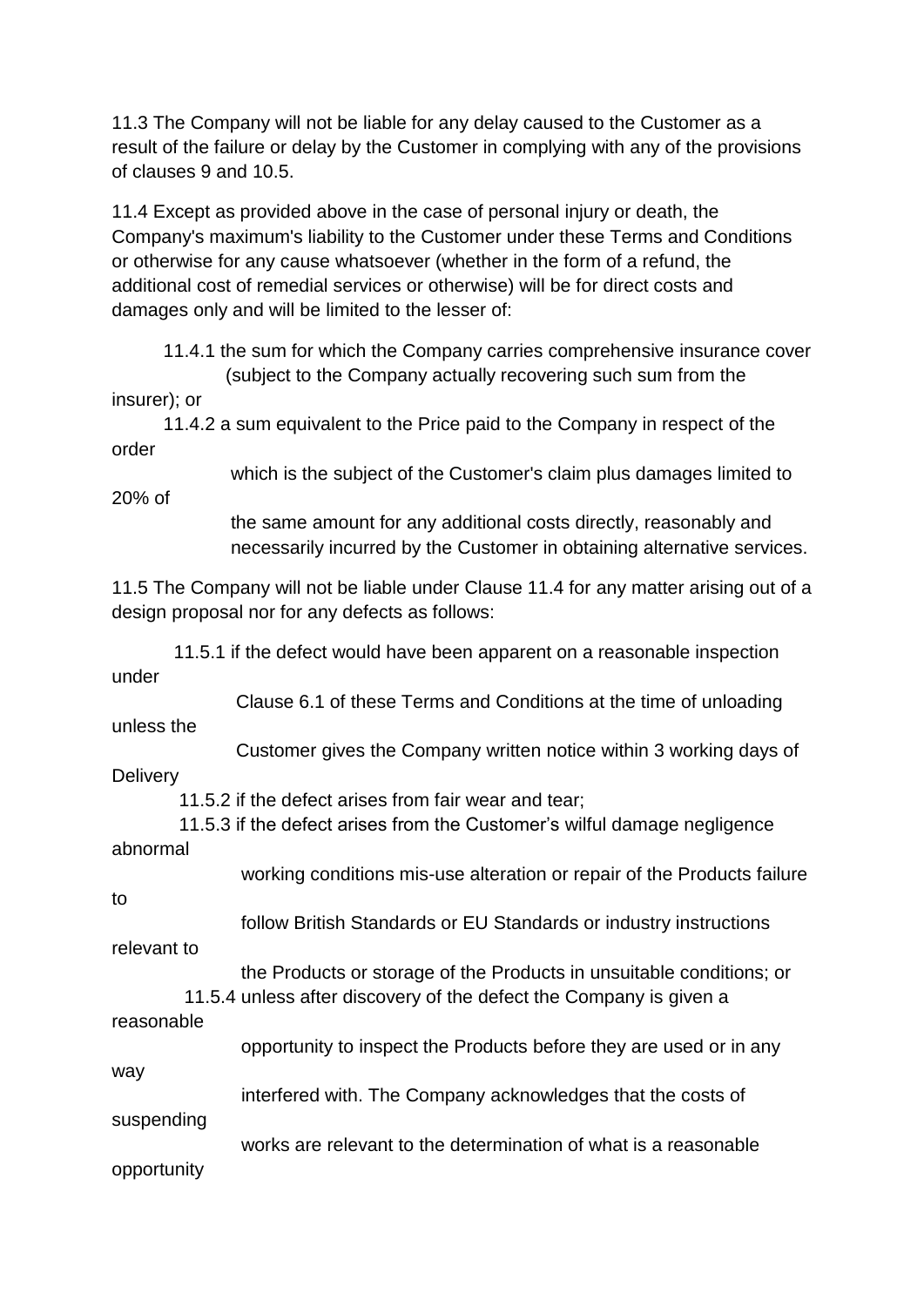11.3 The Company will not be liable for any delay caused to the Customer as a result of the failure or delay by the Customer in complying with any of the provisions of clauses 9 and 10.5.

11.4 Except as provided above in the case of personal injury or death, the Company's maximum's liability to the Customer under these Terms and Conditions or otherwise for any cause whatsoever (whether in the form of a refund, the additional cost of remedial services or otherwise) will be for direct costs and damages only and will be limited to the lesser of:

11.4.1 the sum for which the Company carries comprehensive insurance cover (subject to the Company actually recovering such sum from the insurer); or

11.4.2 a sum equivalent to the Price paid to the Company in respect of the order which is the subject of the Customer's claim plus damages limited to 20% of the same amount for any additional costs directly, reasonably and necessarily incurred by the Customer in obtaining alternative services.

11.5 The Company will not be liable under Clause 11.4 for any matter arising out of a design proposal nor for any defects as follows:

11.5.1 if the defect would have been apparent on a reasonable inspection under Clause 6.1 of these Terms and Conditions at the time of unloading unless the Customer gives the Company written notice within 3 working days of Delivery

11.5.2 if the defect arises from fair wear and tear;

11.5.3 if the defect arises from the Customer's wilful damage negligence abnormal working conditions mis-use alteration or repair of the Products failure to follow British Standards or EU Standards or industry instructions relevant to the Products or storage of the Products in unsuitable conditions; or

11.5.4 unless after discovery of the defect the Company is given a reasonable opportunity to inspect the Products before they are used or in any way interfered with. The Company acknowledges that the costs of suspending works are relevant to the determination of what is a reasonable opportunity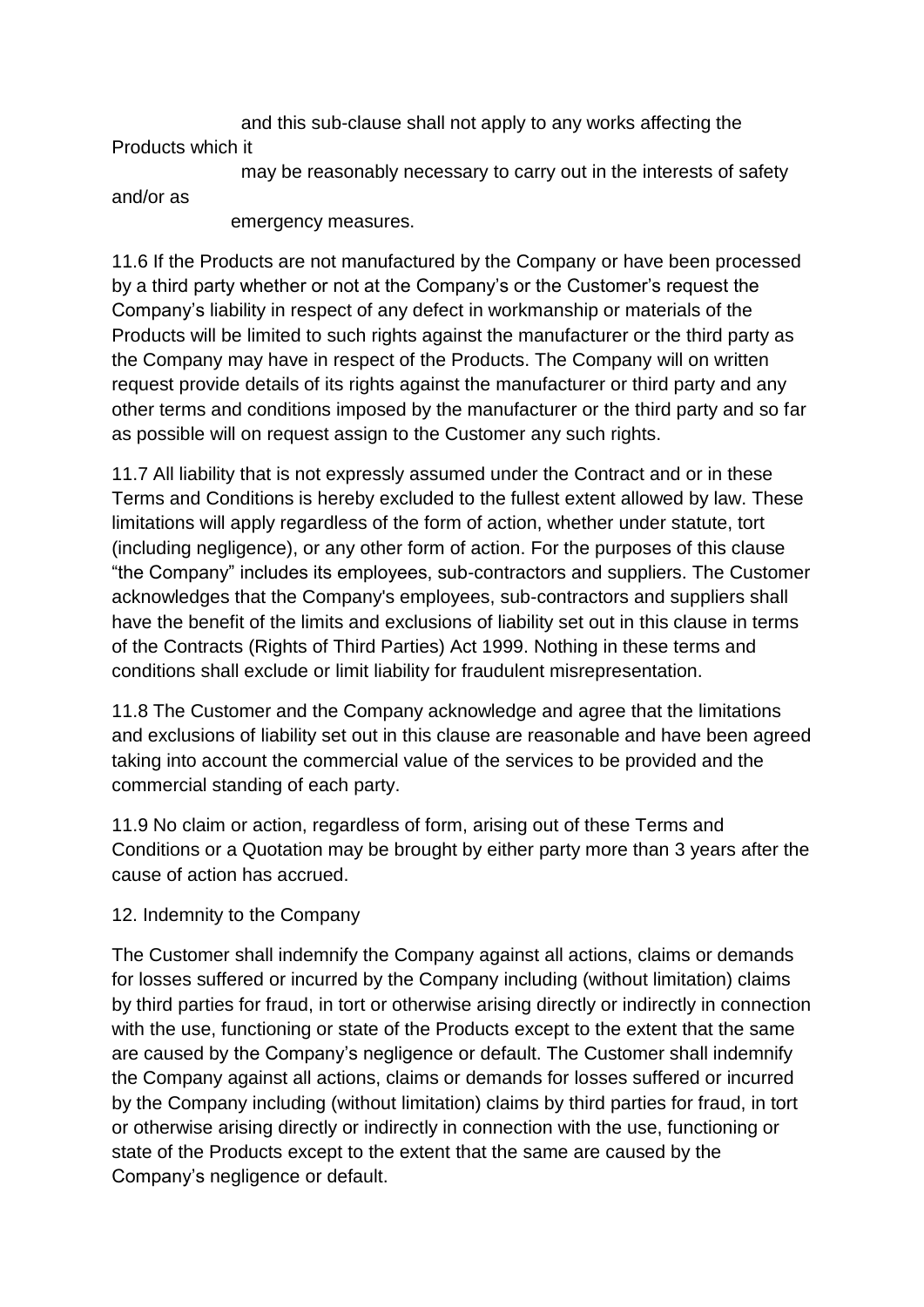and this sub-clause shall not apply to any works affecting the Products which it may be reasonably necessary to carry out in the interests of safety and/or as emergency measures.

11.6 If the Products are not manufactured by the Company or have been processed by a third party whether or not at the Company's or the Customer's request the Company's liability in respect of any defect in workmanship or materials of the Products will be limited to such rights against the manufacturer or the third party as the Company may have in respect of the Products. The Company will on written request provide details of its rights against the manufacturer or third party and any other terms and conditions imposed by the manufacturer or the third party and so far as possible will on request assign to the Customer any such rights.

11.7 All liability that is not expressly assumed under the Contract and or in these Terms and Conditions is hereby excluded to the fullest extent allowed by law. These limitations will apply regardless of the form of action, whether under statute, tort (including negligence), or any other form of action. For the purposes of this clause "the Company" includes its employees, sub-contractors and suppliers. The Customer acknowledges that the Company's employees, sub-contractors and suppliers shall have the benefit of the limits and exclusions of liability set out in this clause in terms of the Contracts (Rights of Third Parties) Act 1999. Nothing in these terms and conditions shall exclude or limit liability for fraudulent misrepresentation.

11.8 The Customer and the Company acknowledge and agree that the limitations and exclusions of liability set out in this clause are reasonable and have been agreed taking into account the commercial value of the services to be provided and the commercial standing of each party.

11.9 No claim or action, regardless of form, arising out of these Terms and Conditions or a Quotation may be brought by either party more than 3 years after the cause of action has accrued.

12. Indemnity to the Company

The Customer shall indemnify the Company against all actions, claims or demands for losses suffered or incurred by the Company including (without limitation) claims by third parties for fraud, in tort or otherwise arising directly or indirectly in connection with the use, functioning or state of the Products except to the extent that the same are caused by the Company's negligence or default. The Customer shall indemnify the Company against all actions, claims or demands for losses suffered or incurred by the Company including (without limitation) claims by third parties for fraud, in tort or otherwise arising directly or indirectly in connection with the use, functioning or state of the Products except to the extent that the same are caused by the Company's negligence or default.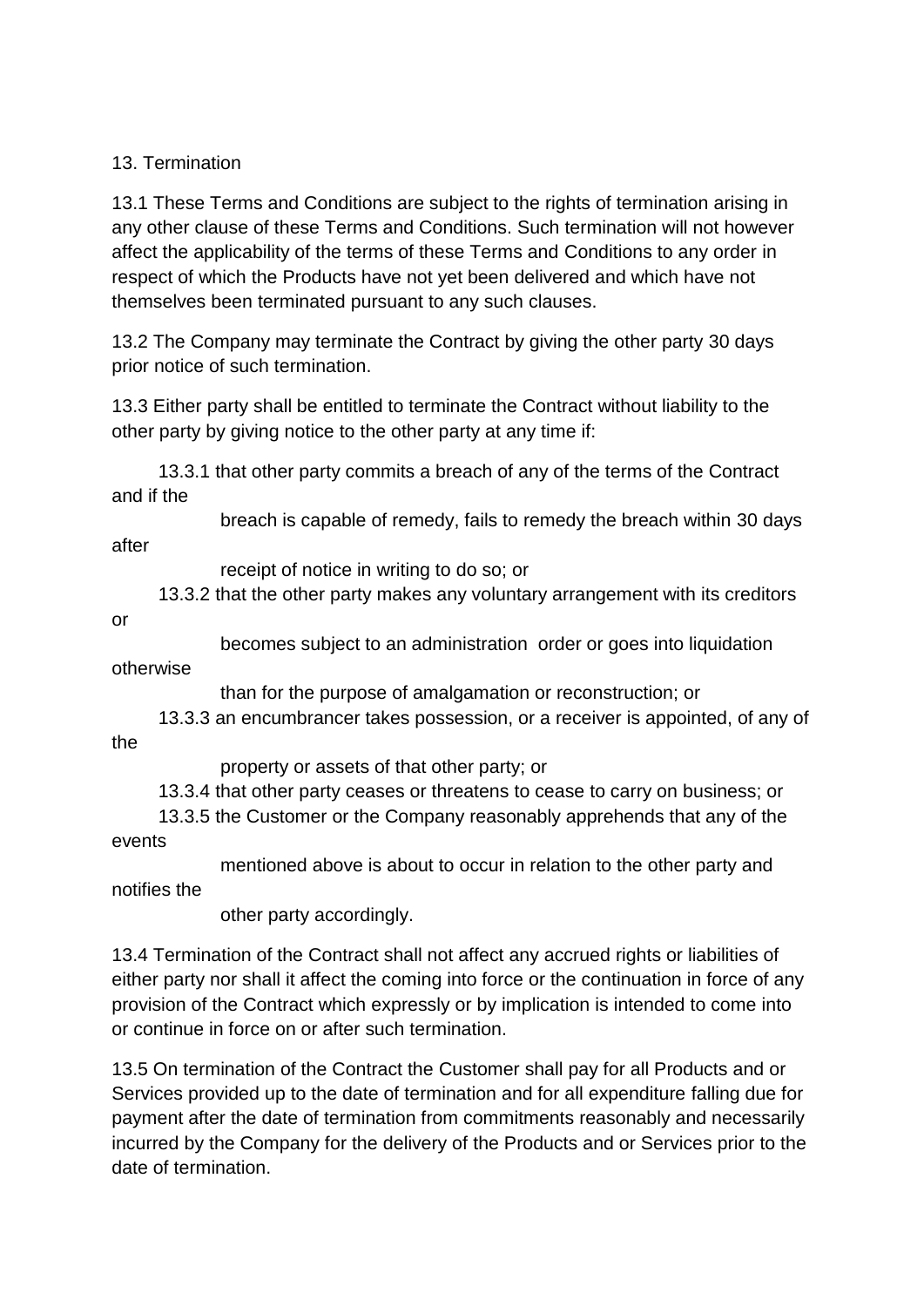## 13. Termination

13.1 These Terms and Conditions are subject to the rights of termination arising in any other clause of these Terms and Conditions. Such termination will not however affect the applicability of the terms of these Terms and Conditions to any order in respect of which the Products have not yet been delivered and which have not themselves been terminated pursuant to any such clauses.

13.2 The Company may terminate the Contract by giving the other party 30 days prior notice of such termination.

13.3 Either party shall be entitled to terminate the Contract without liability to the other party by giving notice to the other party at any time if:

- 13.3.1 that other party commits a breach of any of the terms of the Contract and if the breach is capable of remedy, fails to remedy the breach within 30 days after receipt of notice in writing to do so; or
- 13.3.2 that the other party makes any voluntary arrangement with its creditors or becomes subject to an administration order or goes into liquidation otherwise than for the purpose of amalgamation or reconstruction; or
- 13.3.3 an encumbrancer takes possession, or a receiver is appointed, of any of the property or assets of that other party; or
- 13.3.4 that other party ceases or threatens to cease to carry on business; or
- 13.3.5 the Customer or the Company reasonably apprehends that any of the events mentioned above is about to occur in relation to the other party and notifies the other party accordingly.

13.4 Termination of the Contract shall not affect any accrued rights or liabilities of either party nor shall it affect the coming into force or the continuation in force of any provision of the Contract which expressly or by implication is intended to come into or continue in force on or after such termination.

13.5 On termination of the Contract the Customer shall pay for all Products and or Services provided up to the date of termination and for all expenditure falling due for payment after the date of termination from commitments reasonably and necessarily incurred by the Company for the delivery of the Products and or Services prior to the date of termination.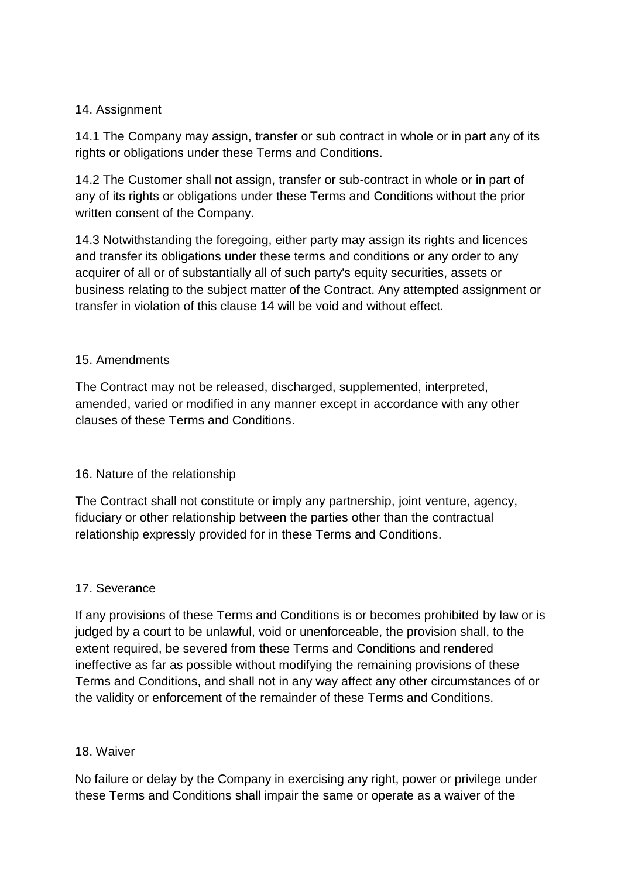## 14. Assignment

14.1 The Company may assign, transfer or sub contract in whole or in part any of its rights or obligations under these Terms and Conditions.

14.2 The Customer shall not assign, transfer or sub-contract in whole or in part of any of its rights or obligations under these Terms and Conditions without the prior written consent of the Company.

14.3 Notwithstanding the foregoing, either party may assign its rights and licences and transfer its obligations under these terms and conditions or any order to any acquirer of all or of substantially all of such party's equity securities, assets or business relating to the subject matter of the Contract. Any attempted assignment or transfer in violation of this clause 14 will be void and without effect.

## 15. Amendments

The Contract may not be released, discharged, supplemented, interpreted, amended, varied or modified in any manner except in accordance with any other clauses of these Terms and Conditions.

## 16. Nature of the relationship

The Contract shall not constitute or imply any partnership, joint venture, agency, fiduciary or other relationship between the parties other than the contractual relationship expressly provided for in these Terms and Conditions.

## 17. Severance

If any provisions of these Terms and Conditions is or becomes prohibited by law or is judged by a court to be unlawful, void or unenforceable, the provision shall, to the extent required, be severed from these Terms and Conditions and rendered ineffective as far as possible without modifying the remaining provisions of these Terms and Conditions, and shall not in any way affect any other circumstances of or the validity or enforcement of the remainder of these Terms and Conditions.

## 18. Waiver

No failure or delay by the Company in exercising any right, power or privilege under these Terms and Conditions shall impair the same or operate as a waiver of the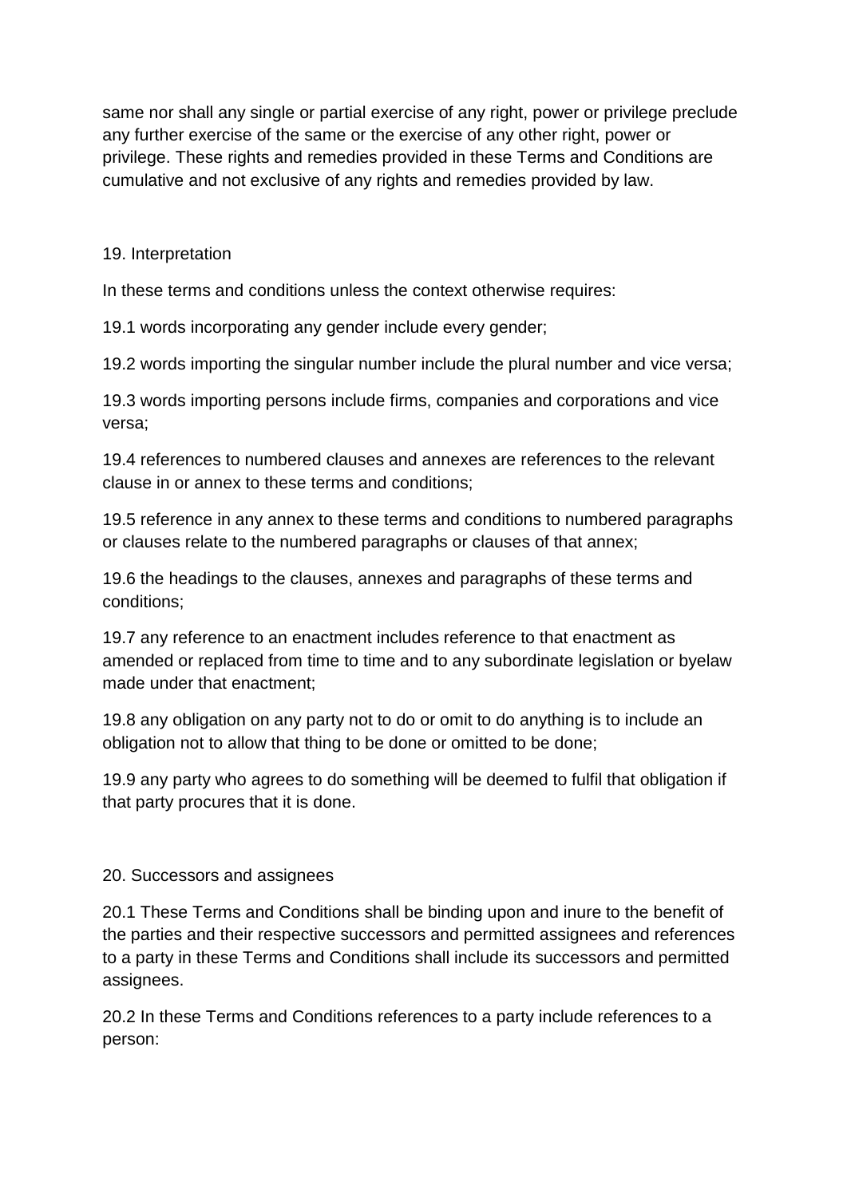same nor shall any single or partial exercise of any right, power or privilege preclude any further exercise of the same or the exercise of any other right, power or privilege. These rights and remedies provided in these Terms and Conditions are cumulative and not exclusive of any rights and remedies provided by law.

## 19. Interpretation

In these terms and conditions unless the context otherwise requires:

19.1 words incorporating any gender include every gender;

19.2 words importing the singular number include the plural number and vice versa;

19.3 words importing persons include firms, companies and corporations and vice versa;

19.4 references to numbered clauses and annexes are references to the relevant clause in or annex to these terms and conditions;

19.5 reference in any annex to these terms and conditions to numbered paragraphs or clauses relate to the numbered paragraphs or clauses of that annex;

19.6 the headings to the clauses, annexes and paragraphs of these terms and conditions;

19.7 any reference to an enactment includes reference to that enactment as amended or replaced from time to time and to any subordinate legislation or byelaw made under that enactment;

19.8 any obligation on any party not to do or omit to do anything is to include an obligation not to allow that thing to be done or omitted to be done;

19.9 any party who agrees to do something will be deemed to fulfil that obligation if that party procures that it is done.

## 20. Successors and assignees

20.1 These Terms and Conditions shall be binding upon and inure to the benefit of the parties and their respective successors and permitted assignees and references to a party in these Terms and Conditions shall include its successors and permitted assignees.

20.2 In these Terms and Conditions references to a party include references to a person: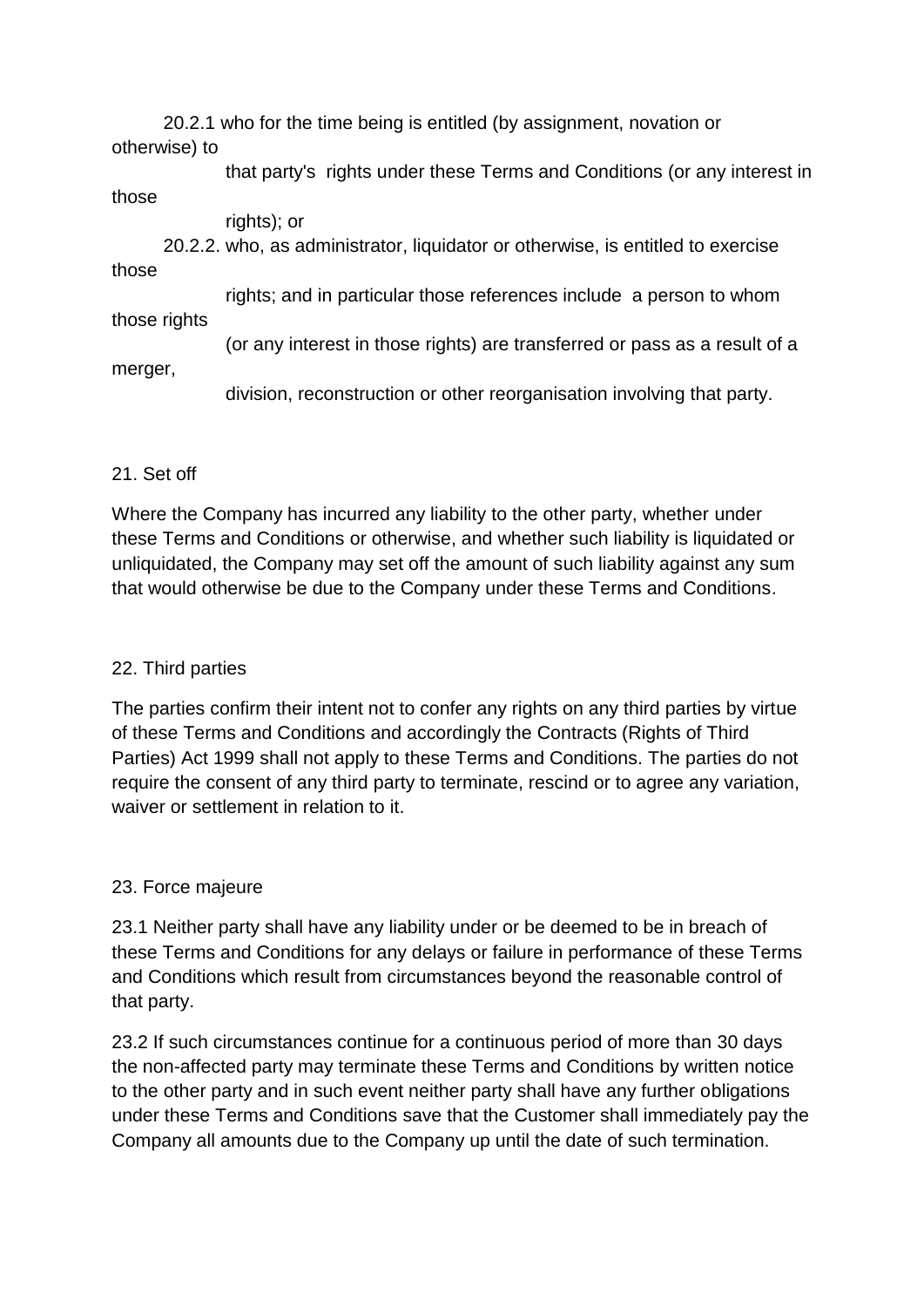20.2.1 who for the time being is entitled (by assignment, novation or otherwise) to that party's rights under these Terms and Conditions (or any interest in those rights); or

20.2.2. who, as administrator, liquidator or otherwise, is entitled to exercise those rights; and in particular those references include a person to whom those rights (or any interest in those rights) are transferred or pass as a result of a merger, division, reconstruction or other reorganisation involving that party.

## 21. Set off

Where the Company has incurred any liability to the other party, whether under these Terms and Conditions or otherwise, and whether such liability is liquidated or unliquidated, the Company may set off the amount of such liability against any sum that would otherwise be due to the Company under these Terms and Conditions.

## 22. Third parties

The parties confirm their intent not to confer any rights on any third parties by virtue of these Terms and Conditions and accordingly the Contracts (Rights of Third Parties) Act 1999 shall not apply to these Terms and Conditions. The parties do not require the consent of any third party to terminate, rescind or to agree any variation, waiver or settlement in relation to it.

## 23. Force majeure

23.1 Neither party shall have any liability under or be deemed to be in breach of these Terms and Conditions for any delays or failure in performance of these Terms and Conditions which result from circumstances beyond the reasonable control of that party.

23.2 If such circumstances continue for a continuous period of more than 30 days the non-affected party may terminate these Terms and Conditions by written notice to the other party and in such event neither party shall have any further obligations under these Terms and Conditions save that the Customer shall immediately pay the Company all amounts due to the Company up until the date of such termination.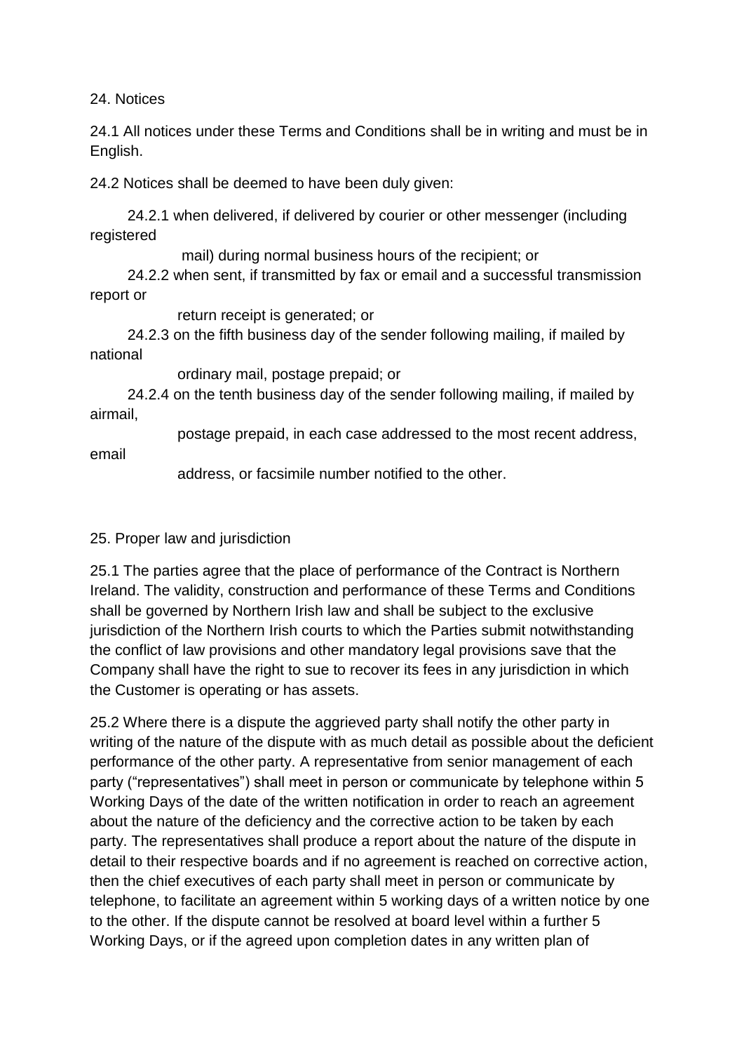24. Notices

24.1 All notices under these Terms and Conditions shall be in writing and must be in English.

24.2 Notices shall be deemed to have been duly given:

24.2.1 when delivered, if delivered by courier or other messenger (including registered mail) during normal business hours of the recipient; or

24.2.2 when sent, if transmitted by fax or email and a successful transmission report or return receipt is generated; or

24.2.3 on the fifth business day of the sender following mailing, if mailed by national ordinary mail, postage prepaid; or

24.2.4 on the tenth business day of the sender following mailing, if mailed by airmail, postage prepaid, in each case addressed to the most recent address, email address, or facsimile number notified to the other.

25. Proper law and jurisdiction

25.1 The parties agree that the place of performance of the Contract is Northern Ireland. The validity, construction and performance of these Terms and Conditions shall be governed by Northern Irish law and shall be subject to the exclusive jurisdiction of the Northern Irish courts to which the Parties submit notwithstanding the conflict of law provisions and other mandatory legal provisions save that the Company shall have the right to sue to recover its fees in any jurisdiction in which the Customer is operating or has assets.

25.2 Where there is a dispute the aggrieved party shall notify the other party in writing of the nature of the dispute with as much detail as possible about the deficient performance of the other party. A representative from senior management of each party ("representatives") shall meet in person or communicate by telephone within 5 Working Days of the date of the written notification in order to reach an agreement about the nature of the deficiency and the corrective action to be taken by each party. The representatives shall produce a report about the nature of the dispute in detail to their respective boards and if no agreement is reached on corrective action, then the chief executives of each party shall meet in person or communicate by telephone, to facilitate an agreement within 5 working days of a written notice by one to the other. If the dispute cannot be resolved at board level within a further 5 Working Days, or if the agreed upon completion dates in any written plan of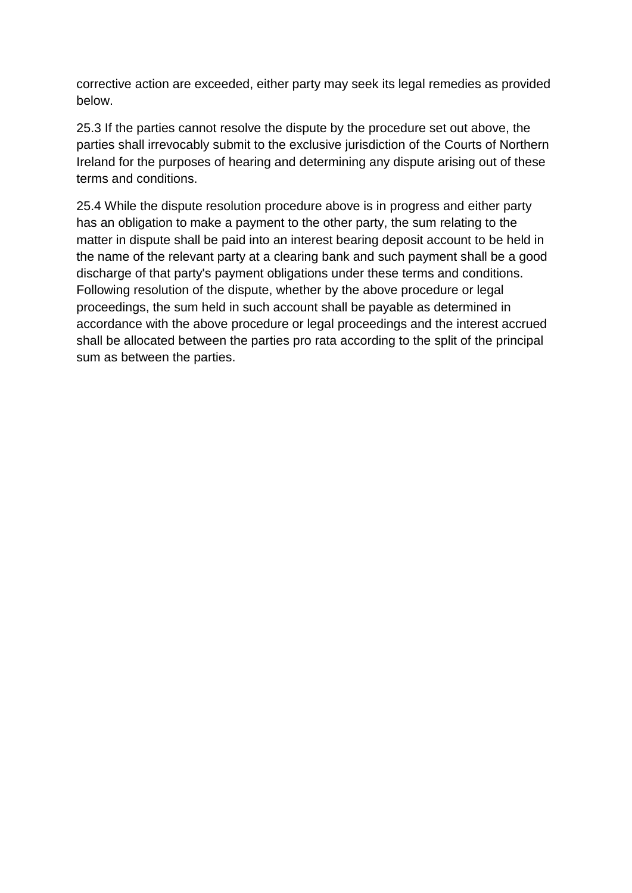corrective action are exceeded, either party may seek its legal remedies as provided below.

25.3 If the parties cannot resolve the dispute by the procedure set out above, the parties shall irrevocably submit to the exclusive jurisdiction of the Courts of Northern Ireland for the purposes of hearing and determining any dispute arising out of these terms and conditions.

25.4 While the dispute resolution procedure above is in progress and either party has an obligation to make a payment to the other party, the sum relating to the matter in dispute shall be paid into an interest bearing deposit account to be held in the name of the relevant party at a clearing bank and such payment shall be a good discharge of that party's payment obligations under these terms and conditions. Following resolution of the dispute, whether by the above procedure or legal proceedings, the sum held in such account shall be payable as determined in accordance with the above procedure or legal proceedings and the interest accrued shall be allocated between the parties pro rata according to the split of the principal sum as between the parties.